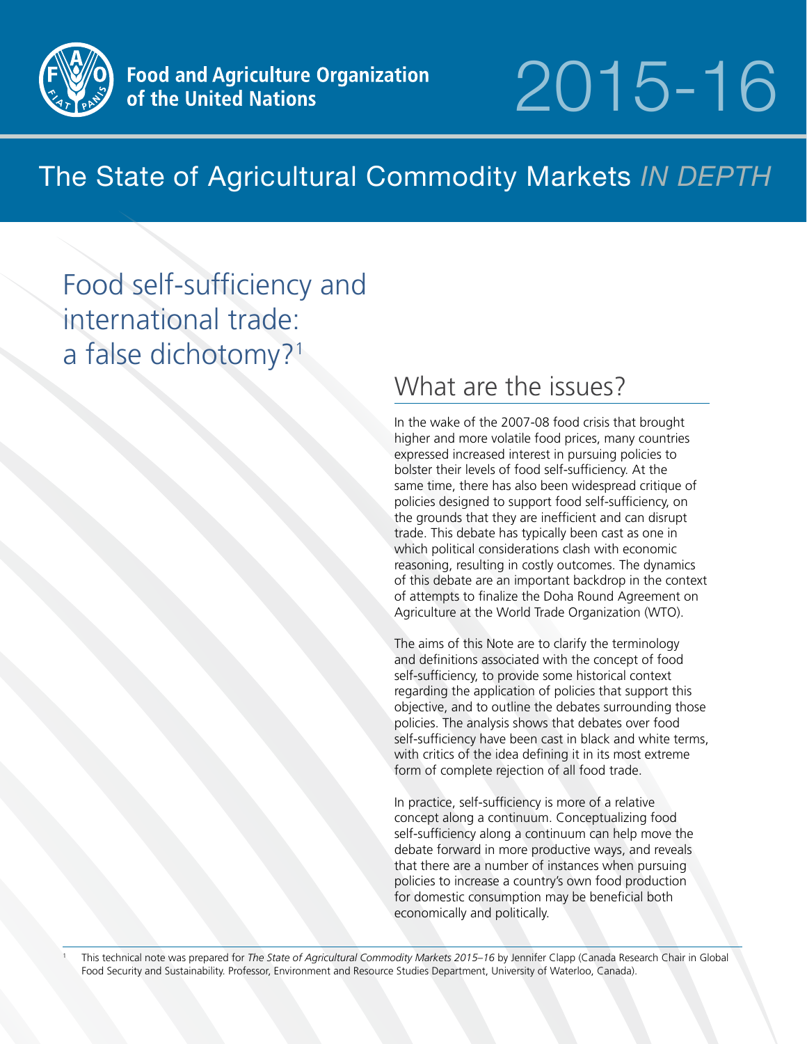Food and Agriculture Organization of the United Nations

2015-16

The State of Agricultural Commodity Markets *IN DEPTH*

# Food self-sufficiency and international trade: a false dichotomy?[1]

## What are the issues?

In the wake of the 2007-08 food crisis that brought higher and more volatile food prices, many countries expressed increased interest in pursuing policies to bolster their levels of food self-sufficiency. At the same time, there has also been widespread critique of policies designed to support food self-sufficiency, on the grounds that they are inefficient and can disrupt trade. This debate has typically been cast as one in which political considerations clash with economic reasoning, resulting in costly outcomes. The dynamics of this debate are an important backdrop in the context of attempts to finalize the Doha Round Agreement on Agriculture at the World Trade Organization (WTO).

The aims of this Note are to clarify the terminology and definitions associated with the concept of food self-sufficiency, to provide some historical context regarding the application of policies that support this objective, and to outline the debates surrounding those policies. The analysis shows that debates over food self-sufficiency have been cast in black and white terms, with critics of the idea defining it in its most extreme form of complete rejection of all food trade.

In practice, self-sufficiency is more of a relative concept along a continuum. Conceptualizing food self-sufficiency along a continuum can help move the debate forward in more productive ways, and reveals that there are a number of instances when pursuing policies to increase a country's own food production for domestic consumption may be beneficial both economically and politically.

[1] This technical note was prepared for *The State of Agricultural Commodity Markets 2015–16* by Jennifer Clapp (Canada Research Chair in Global Food Security and Sustainability. Professor, Environment and Resource Studies Department, University of Waterloo, Canada).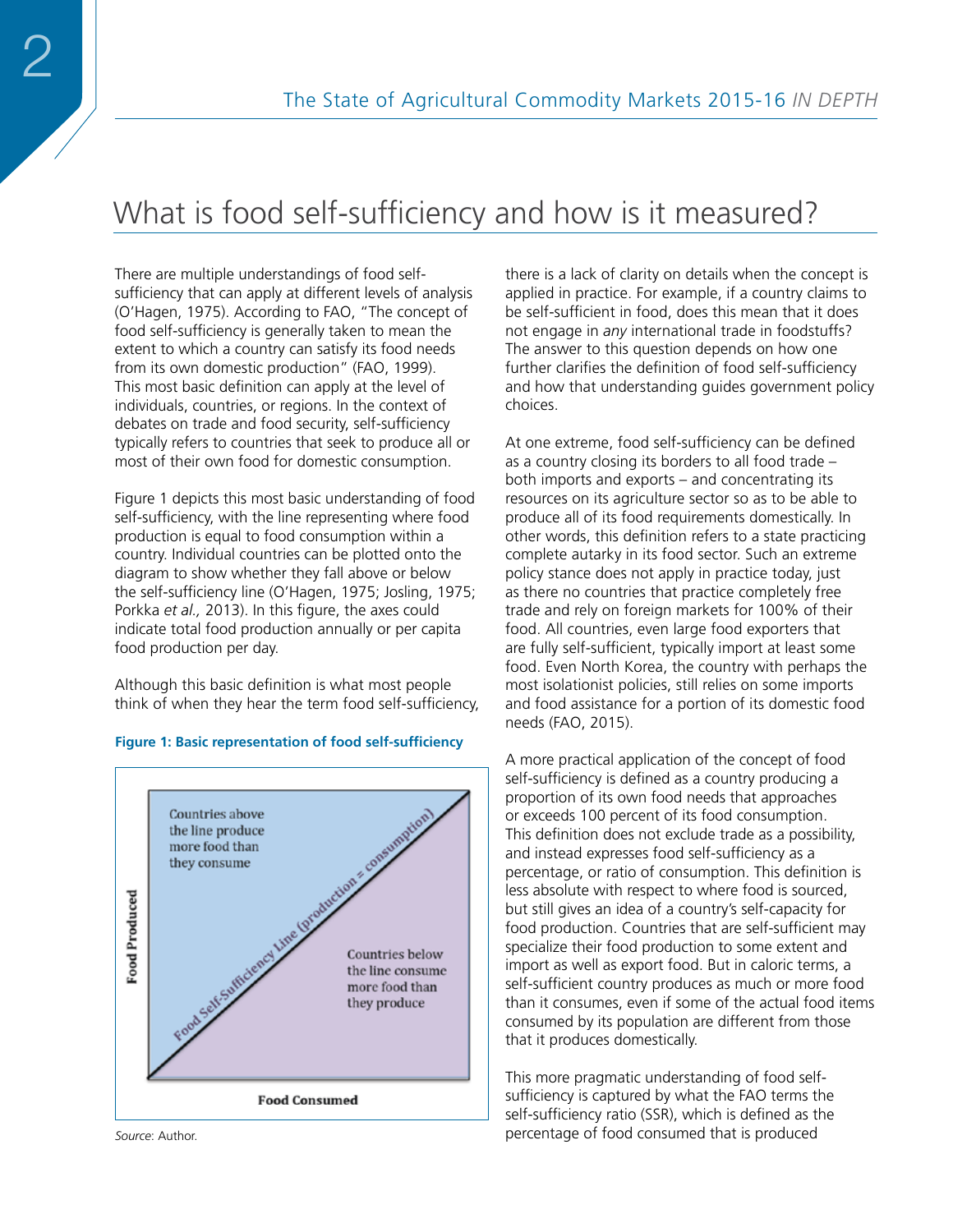# What is food self-sufficiency and how is it measured?

There are multiple understandings of food self-sufficiency that can apply at different levels of analysis (O'Hagen, 1975). According to FAO, "The concept of food self-sufficiency is generally taken to mean the extent to which a country can satisfy its food needs from its own domestic production" (FAO, 1999). This most basic definition can apply at the level of individuals, countries, or regions. In the context of debates on trade and food security, self-sufficiency typically refers to countries that seek to produce all or most of their own food for domestic consumption.

Figure 1 depicts this most basic understanding of food self-sufficiency, with the line representing where food production is equal to food consumption within a country. Individual countries can be plotted onto the diagram to show whether they fall above or below the self-sufficiency line (O'Hagen, 1975; Josling, 1975; Porkka *et al.,* 2013). In this figure, the axes could indicate total food production annually or per capita food production per day.

Although this basic definition is what most people think of when they hear the term food self-sufficiency, there is a lack of clarity on details when the concept is applied in practice. For example, if a country claims to be self-sufficient in food, does this mean that it does not engage in *any* international trade in foodstuffs? The answer to this question depends on how one further clarifies the definition of food self-sufficiency and how that understanding guides government policy choices.

**Figure 1: Basic representation of food self-sufficiency**

Countries above the line produce more food than they consume

Food Self-Sufficiency Line (production = consumption)

Countries below the line consume more food than they produce

Food Produced

Food Consumed

*Source*: Author.

At one extreme, food self-sufficiency can be defined as a country closing its borders to all food trade – both imports and exports – and concentrating its resources on its agriculture sector so as to be able to produce all of its food requirements domestically. In other words, this definition refers to a state practicing complete autarky in its food sector. Such an extreme policy stance does not apply in practice today, just as there no countries that practice completely free trade and rely on foreign markets for 100% of their food. All countries, even large food exporters that are fully self-sufficient, typically import at least some food. Even North Korea, the country with perhaps the most isolationist policies, still relies on some imports and food assistance for a portion of its domestic food needs (FAO, 2015).

A more practical application of the concept of food self-sufficiency is defined as a country producing a proportion of its own food needs that approaches or exceeds 100 percent of its food consumption. This definition does not exclude trade as a possibility, and instead expresses food self-sufficiency as a percentage, or ratio of consumption. This definition is less absolute with respect to where food is sourced, but still gives an idea of a country's self-capacity for food production. Countries that are self-sufficient may specialize their food production to some extent and import as well as export food. But in caloric terms, a self-sufficient country produces as much or more food than it consumes, even if some of the actual food items consumed by its population are different from those that it produces domestically.

This more pragmatic understanding of food self-sufficiency is captured by what the FAO terms the self-sufficiency ratio (SSR), which is defined as the percentage of food consumed that is produced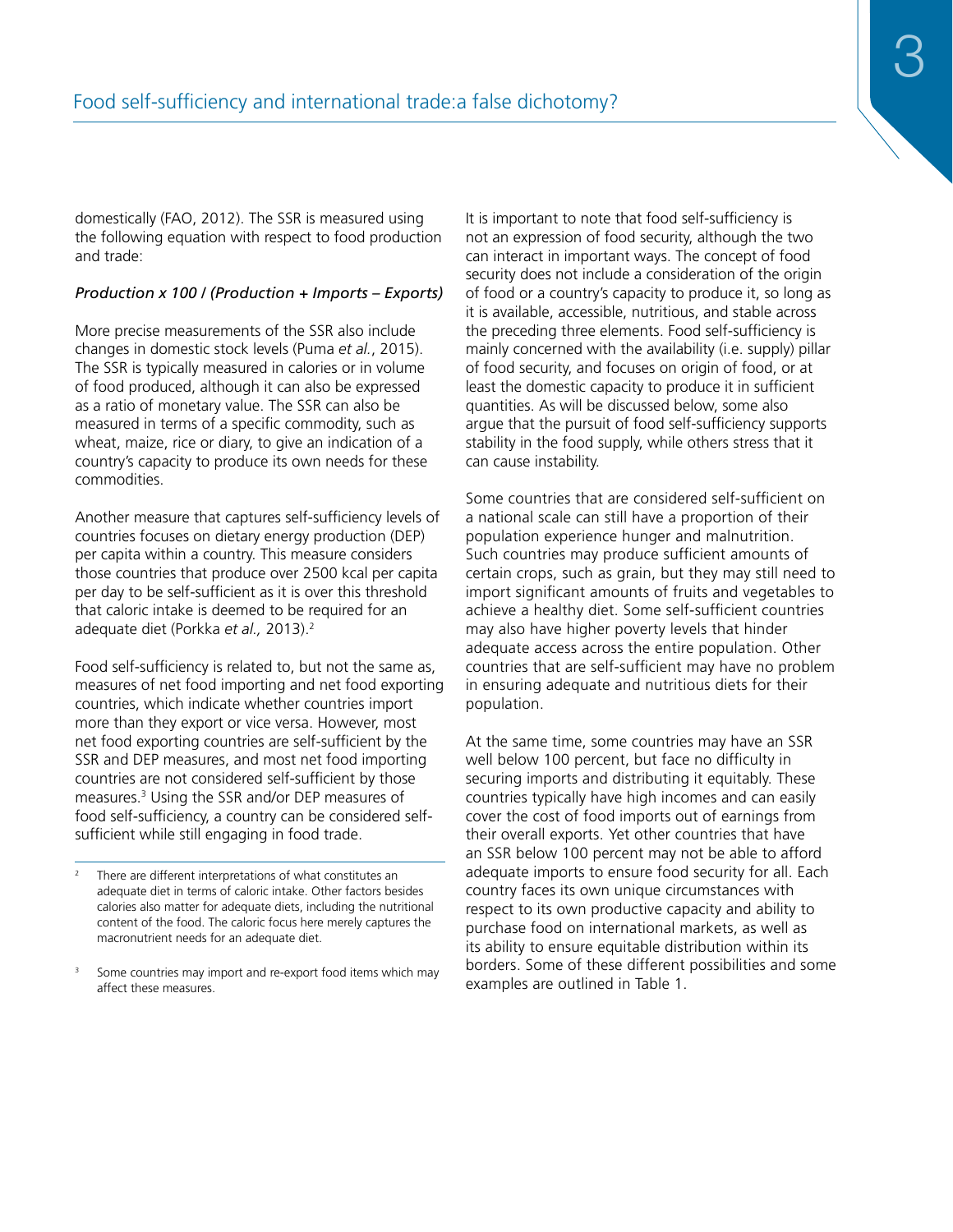domestically (FAO, 2012). The SSR is measured using the following equation with respect to food production and trade:

*Production x 100 / (Production + Imports – Exports)*

More precise measurements of the SSR also include changes in domestic stock levels (Puma *et al.*, 2015). The SSR is typically measured in calories or in volume of food produced, although it can also be expressed as a ratio of monetary value. The SSR can also be measured in terms of a specific commodity, such as wheat, maize, rice or diary, to give an indication of a country's capacity to produce its own needs for these commodities.

Another measure that captures self-sufficiency levels of countries focuses on dietary energy production (DEP) per capita within a country. This measure considers those countries that produce over 2500 kcal per capita per day to be self-sufficient as it is over this threshold that caloric intake is deemed to be required for an adequate diet (Porkka *et al.,* 2013).[2]

Food self-sufficiency is related to, but not the same as, measures of net food importing and net food exporting countries, which indicate whether countries import more than they export or vice versa. However, most net food exporting countries are self-sufficient by the SSR and DEP measures, and most net food importing countries are not considered self-sufficient by those measures.[3] Using the SSR and/or DEP measures of food self-sufficiency, a country can be considered self-sufficient while still engaging in food trade.

It is important to note that food self-sufficiency is not an expression of food security, although the two can interact in important ways. The concept of food security does not include a consideration of the origin of food or a country's capacity to produce it, so long as it is available, accessible, nutritious, and stable across the preceding three elements. Food self-sufficiency is mainly concerned with the availability (i.e. supply) pillar of food security, and focuses on origin of food, or at least the domestic capacity to produce it in sufficient quantities. As will be discussed below, some also argue that the pursuit of food self-sufficiency supports stability in the food supply, while others stress that it can cause instability.

Some countries that are considered self-sufficient on a national scale can still have a proportion of their population experience hunger and malnutrition. Such countries may produce sufficient amounts of certain crops, such as grain, but they may still need to import significant amounts of fruits and vegetables to achieve a healthy diet. Some self-sufficient countries may also have higher poverty levels that hinder adequate access across the entire population. Other countries that are self-sufficient may have no problem in ensuring adequate and nutritious diets for their population.

At the same time, some countries may have an SSR well below 100 percent, but face no difficulty in securing imports and distributing it equitably. These countries typically have high incomes and can easily cover the cost of food imports out of earnings from their overall exports. Yet other countries that have an SSR below 100 percent may not be able to afford adequate imports to ensure food security for all. Each country faces its own unique circumstances with respect to its own productive capacity and ability to purchase food on international markets, as well as its ability to ensure equitable distribution within its borders. Some of these different possibilities and some examples are outlined in Table 1.

---

[2] There are different interpretations of what constitutes an adequate diet in terms of caloric intake. Other factors besides calories also matter for adequate diets, including the nutritional content of the food. The caloric focus here merely captures the macronutrient needs for an adequate diet.

[3] Some countries may import and re-export food items which may affect these measures.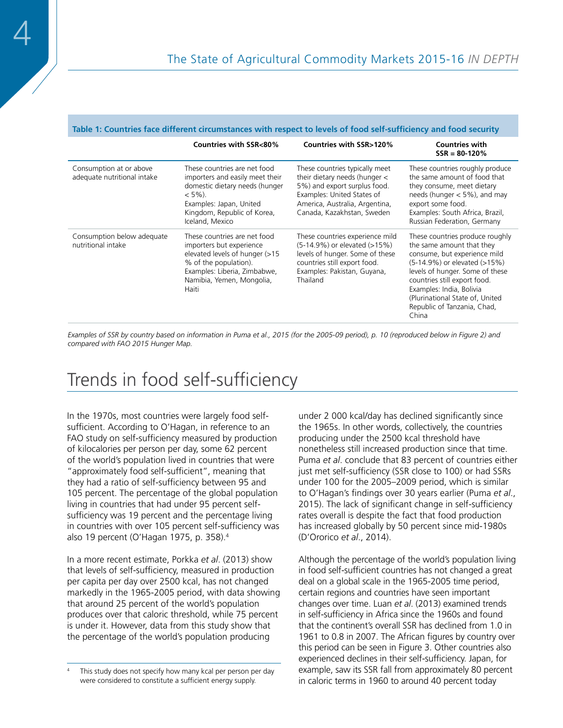**Table 1: Countries face different circumstances with respect to levels of food self-sufficiency and food security**

| | Countries with SSR<80% | Countries with SSR>120% | Countries with SSR = 80-120% |
|---|---|---|---|
| Consumption at or above adequate nutritional intake | These countries are net food importers and easily meet their domestic dietary needs (hunger < 5%). Examples: Japan, United Kingdom, Republic of Korea, Iceland, Mexico | These countries typically meet their dietary needs (hunger < 5%) and export surplus food. Examples: United States of America, Australia, Argentina, Canada, Kazakhstan, Sweden | These countries roughly produce the same amount of food that they consume, meet dietary needs (hunger < 5%), and may export some food. Examples: South Africa, Brazil, Russian Federation, Germany |
| Consumption below adequate nutritional intake | These countries are net food importers but experience elevated levels of hunger (>15 % of the population). Examples: Liberia, Zimbabwe, Namibia, Yemen, Mongolia, Haiti | These countries experience mild (5-14.9%) or elevated (>15%) levels of hunger. Some of these countries still export food. Examples: Pakistan, Guyana, Thailand | These countries produce roughly the same amount that they consume, but experience mild (5-14.9%) or elevated (>15%) levels of hunger. Some of these countries still export food. Examples: India, Bolivia (Plurinational State of, United Republic of Tanzania, Chad, China |

*Examples of SSR by country based on information in Puma et al., 2015 (for the 2005-09 period), p. 10 (reproduced below in Figure 2) and compared with FAO 2015 Hunger Map.*

# Trends in food self-sufficiency

In the 1970s, most countries were largely food self-sufficient. According to O'Hagan, in reference to an FAO study on self-sufficiency measured by production of kilocalories per person per day, some 62 percent of the world's population lived in countries that were "approximately food self-sufficient", meaning that they had a ratio of self-sufficiency between 95 and 105 percent. The percentage of the global population living in countries that had under 95 percent self-sufficiency was 19 percent and the percentage living in countries with over 105 percent self-sufficiency was also 19 percent (O'Hagan 1975, p. 358).[4]

In a more recent estimate, Porkka *et al*. (2013) show that levels of self-sufficiency, measured in production per capita per day over 2500 kcal, has not changed markedly in the 1965-2005 period, with data showing that around 25 percent of the world's population produces over that caloric threshold, while 75 percent is under it. However, data from this study show that the percentage of the world's population producing under 2 000 kcal/day has declined significantly since the 1965s. In other words, collectively, the countries producing under the 2500 kcal threshold have nonetheless still increased production since that time. Puma *et al*. conclude that 83 percent of countries either just met self-sufficiency (SSR close to 100) or had SSRs under 100 for the 2005–2009 period, which is similar to O'Hagan's findings over 30 years earlier (Puma *et al*., 2015). The lack of significant change in self-sufficiency rates overall is despite the fact that food production has increased globally by 50 percent since mid-1980s (D'Ororico *et al*., 2014).

Although the percentage of the world's population living in food self-sufficient countries has not changed a great deal on a global scale in the 1965-2005 time period, certain regions and countries have seen important changes over time. Luan *et al*. (2013) examined trends in self-sufficiency in Africa since the 1960s and found that the continent's overall SSR has declined from 1.0 in 1961 to 0.8 in 2007. The African figures by country over this period can be seen in Figure 3. Other countries also experienced declines in their self-sufficiency. Japan, for example, saw its SSR fall from approximately 80 percent in caloric terms in 1960 to around 40 percent today

[4] This study does not specify how many kcal per person per day were considered to constitute a sufficient energy supply.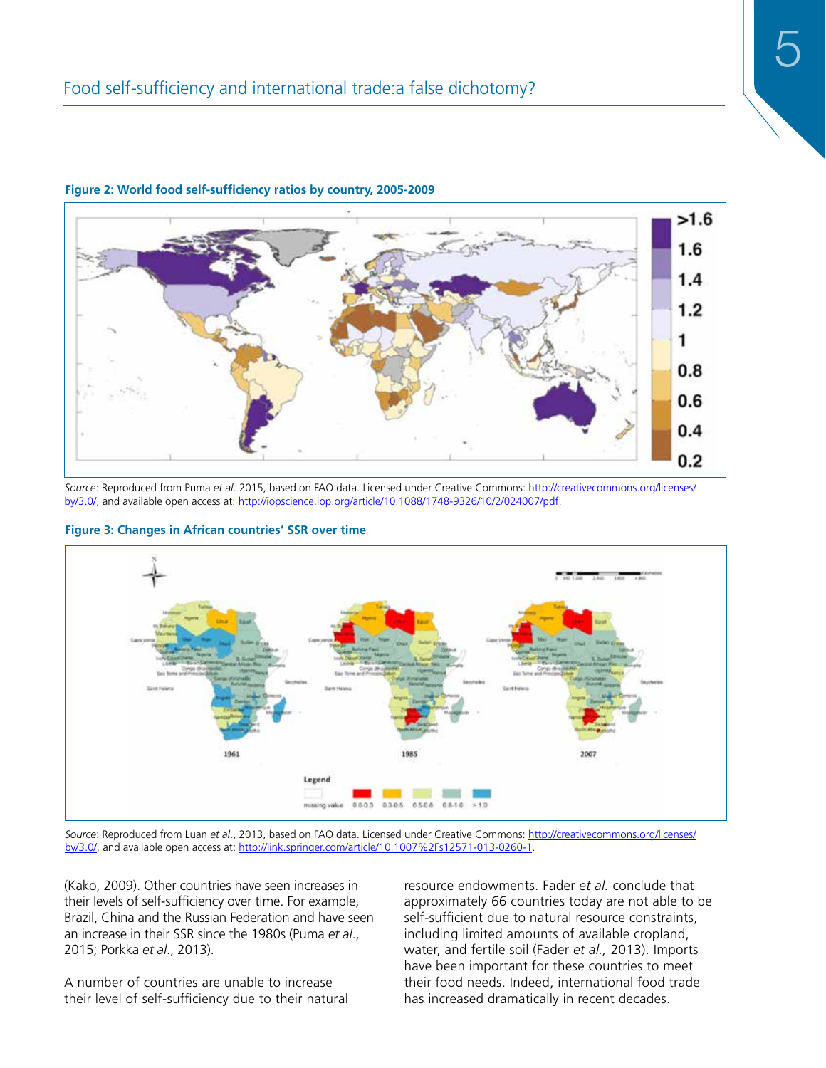**Figure 2: World food self-sufficiency ratios by country, 2005-2009**

>1.6
1.6
1.4
1.2
1
0.8
0.6
0.4
0.2

*Source*: Reproduced from Puma *et al*. 2015, based on FAO data. Licensed under Creative Commons: http://creativecommons.org/licenses/by/3.0/, and available open access at: http://iopscience.iop.org/article/10.1088/1748-9326/10/2/024007/pdf.

**Figure 3: Changes in African countries' SSR over time**

1961
1985
2007

Legend
missing value 0.0-0.3 0.3-0.5 0.5-0.8 0.8-1.0 > 1.0

*Source*: Reproduced from Luan *et al*., 2013, based on FAO data. Licensed under Creative Commons: http://creativecommons.org/licenses/by/3.0/, and available open access at: http://link.springer.com/article/10.1007%2Fs12571-013-0260-1.

(Kako, 2009). Other countries have seen increases in their levels of self-sufficiency over time. For example, Brazil, China and the Russian Federation and have seen an increase in their SSR since the 1980s (Puma *et al*., 2015; Porkka *et al*., 2013).

A number of countries are unable to increase their level of self-sufficiency due to their natural resource endowments. Fader *et al.* conclude that approximately 66 countries today are not able to be self-sufficient due to natural resource constraints, including limited amounts of available cropland, water, and fertile soil (Fader *et al.,* 2013). Imports have been important for these countries to meet their food needs. Indeed, international food trade has increased dramatically in recent decades.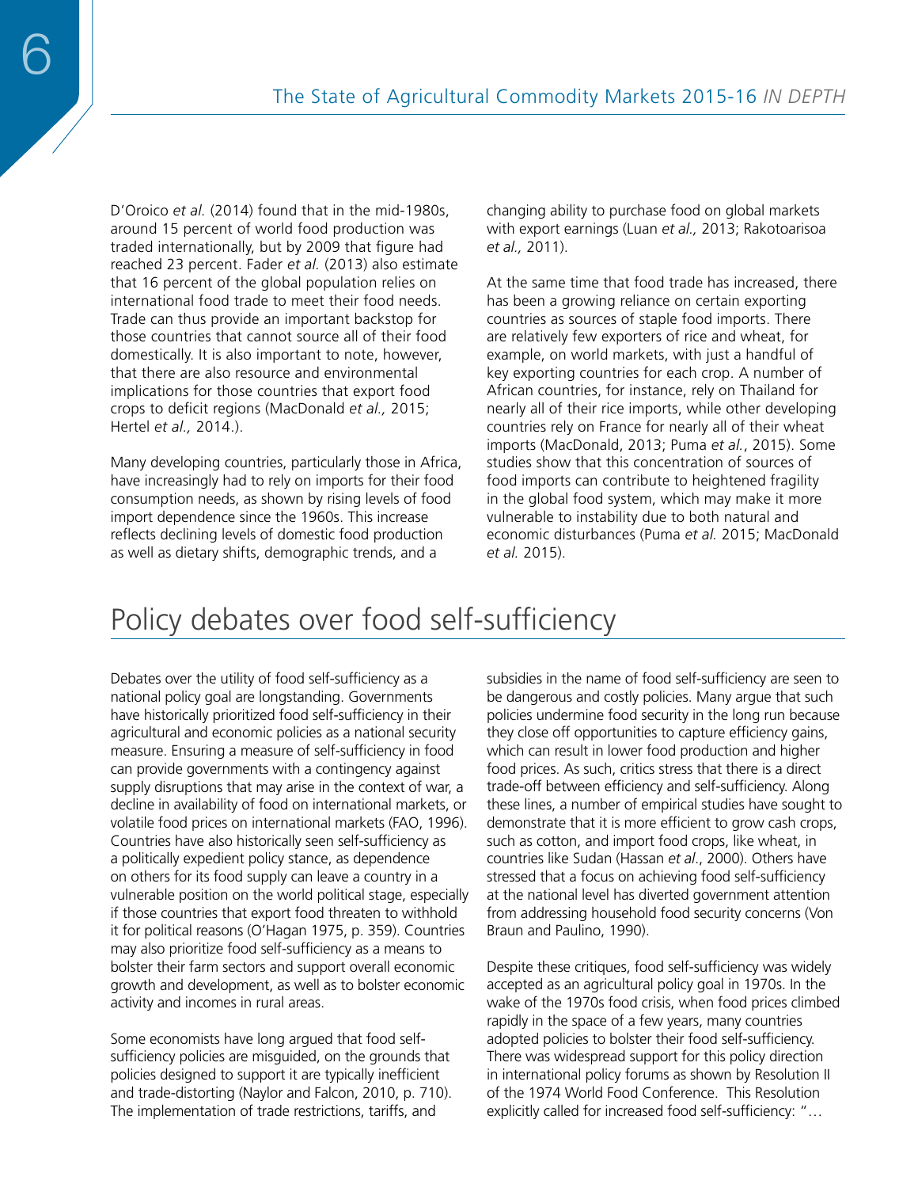D'Oroico *et al.* (2014) found that in the mid-1980s, around 15 percent of world food production was traded internationally, but by 2009 that figure had reached 23 percent. Fader *et al.* (2013) also estimate that 16 percent of the global population relies on international food trade to meet their food needs. Trade can thus provide an important backstop for those countries that cannot source all of their food domestically. It is also important to note, however, that there are also resource and environmental implications for those countries that export food crops to deficit regions (MacDonald *et al.,* 2015; Hertel *et al.,* 2014.).

Many developing countries, particularly those in Africa, have increasingly had to rely on imports for their food consumption needs, as shown by rising levels of food import dependence since the 1960s. This increase reflects declining levels of domestic food production as well as dietary shifts, demographic trends, and a changing ability to purchase food on global markets with export earnings (Luan *et al.,* 2013; Rakotoarisoa *et al.,* 2011).

At the same time that food trade has increased, there has been a growing reliance on certain exporting countries as sources of staple food imports. There are relatively few exporters of rice and wheat, for example, on world markets, with just a handful of key exporting countries for each crop. A number of African countries, for instance, rely on Thailand for nearly all of their rice imports, while other developing countries rely on France for nearly all of their wheat imports (MacDonald, 2013; Puma *et al.*, 2015). Some studies show that this concentration of sources of food imports can contribute to heightened fragility in the global food system, which may make it more vulnerable to instability due to both natural and economic disturbances (Puma *et al.* 2015; MacDonald *et al.* 2015).

## Policy debates over food self-sufficiency

Debates over the utility of food self-sufficiency as a national policy goal are longstanding. Governments have historically prioritized food self-sufficiency in their agricultural and economic policies as a national security measure. Ensuring a measure of self-sufficiency in food can provide governments with a contingency against supply disruptions that may arise in the context of war, a decline in availability of food on international markets, or volatile food prices on international markets (FAO, 1996). Countries have also historically seen self-sufficiency as a politically expedient policy stance, as dependence on others for its food supply can leave a country in a vulnerable position on the world political stage, especially if those countries that export food threaten to withhold it for political reasons (O'Hagan 1975, p. 359). Countries may also prioritize food self-sufficiency as a means to bolster their farm sectors and support overall economic growth and development, as well as to bolster economic activity and incomes in rural areas.

Some economists have long argued that food self-sufficiency policies are misguided, on the grounds that policies designed to support it are typically inefficient and trade-distorting (Naylor and Falcon, 2010, p. 710). The implementation of trade restrictions, tariffs, and subsidies in the name of food self-sufficiency are seen to be dangerous and costly policies. Many argue that such policies undermine food security in the long run because they close off opportunities to capture efficiency gains, which can result in lower food production and higher food prices. As such, critics stress that there is a direct trade-off between efficiency and self-sufficiency. Along these lines, a number of empirical studies have sought to demonstrate that it is more efficient to grow cash crops, such as cotton, and import food crops, like wheat, in countries like Sudan (Hassan *et al*., 2000). Others have stressed that a focus on achieving food self-sufficiency at the national level has diverted government attention from addressing household food security concerns (Von Braun and Paulino, 1990).

Despite these critiques, food self-sufficiency was widely accepted as an agricultural policy goal in 1970s. In the wake of the 1970s food crisis, when food prices climbed rapidly in the space of a few years, many countries adopted policies to bolster their food self-sufficiency. There was widespread support for this policy direction in international policy forums as shown by Resolution II of the 1974 World Food Conference. This Resolution explicitly called for increased food self-sufficiency: "…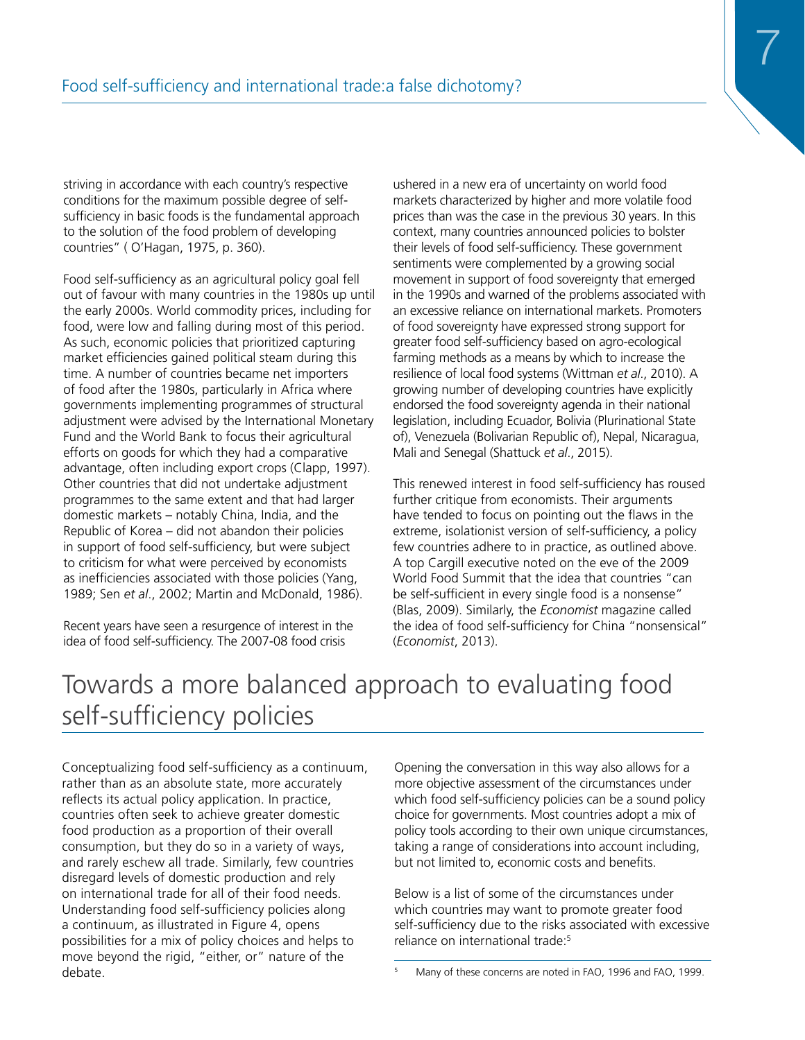striving in accordance with each country's respective conditions for the maximum possible degree of self-sufficiency in basic foods is the fundamental approach to the solution of the food problem of developing countries" ( O'Hagan, 1975, p. 360).

Food self-sufficiency as an agricultural policy goal fell out of favour with many countries in the 1980s up until the early 2000s. World commodity prices, including for food, were low and falling during most of this period. As such, economic policies that prioritized capturing market efficiencies gained political steam during this time. A number of countries became net importers of food after the 1980s, particularly in Africa where governments implementing programmes of structural adjustment were advised by the International Monetary Fund and the World Bank to focus their agricultural efforts on goods for which they had a comparative advantage, often including export crops (Clapp, 1997). Other countries that did not undertake adjustment programmes to the same extent and that had larger domestic markets – notably China, India, and the Republic of Korea – did not abandon their policies in support of food self-sufficiency, but were subject to criticism for what were perceived by economists as inefficiencies associated with those policies (Yang, 1989; Sen *et al*., 2002; Martin and McDonald, 1986).

Recent years have seen a resurgence of interest in the idea of food self-sufficiency. The 2007-08 food crisis ushered in a new era of uncertainty on world food markets characterized by higher and more volatile food prices than was the case in the previous 30 years. In this context, many countries announced policies to bolster their levels of food self-sufficiency. These government sentiments were complemented by a growing social movement in support of food sovereignty that emerged in the 1990s and warned of the problems associated with an excessive reliance on international markets. Promoters of food sovereignty have expressed strong support for greater food self-sufficiency based on agro-ecological farming methods as a means by which to increase the resilience of local food systems (Wittman *et al*., 2010). A growing number of developing countries have explicitly endorsed the food sovereignty agenda in their national legislation, including Ecuador, Bolivia (Plurinational State of), Venezuela (Bolivarian Republic of), Nepal, Nicaragua, Mali and Senegal (Shattuck *et al*., 2015).

This renewed interest in food self-sufficiency has roused further critique from economists. Their arguments have tended to focus on pointing out the flaws in the extreme, isolationist version of self-sufficiency, a policy few countries adhere to in practice, as outlined above. A top Cargill executive noted on the eve of the 2009 World Food Summit that the idea that countries "can be self-sufficient in every single food is a nonsense" (Blas, 2009). Similarly, the *Economist* magazine called the idea of food self-sufficiency for China "nonsensical" (*Economist*, 2013).

## Towards a more balanced approach to evaluating food self-sufficiency policies

Conceptualizing food self-sufficiency as a continuum, rather than as an absolute state, more accurately reflects its actual policy application. In practice, countries often seek to achieve greater domestic food production as a proportion of their overall consumption, but they do so in a variety of ways, and rarely eschew all trade. Similarly, few countries disregard levels of domestic production and rely on international trade for all of their food needs. Understanding food self-sufficiency policies along a continuum, as illustrated in Figure 4, opens possibilities for a mix of policy choices and helps to move beyond the rigid, "either, or" nature of the debate.

Opening the conversation in this way also allows for a more objective assessment of the circumstances under which food self-sufficiency policies can be a sound policy choice for governments. Most countries adopt a mix of policy tools according to their own unique circumstances, taking a range of considerations into account including, but not limited to, economic costs and benefits.

Below is a list of some of the circumstances under which countries may want to promote greater food self-sufficiency due to the risks associated with excessive reliance on international trade:[5]

[5] Many of these concerns are noted in FAO, 1996 and FAO, 1999.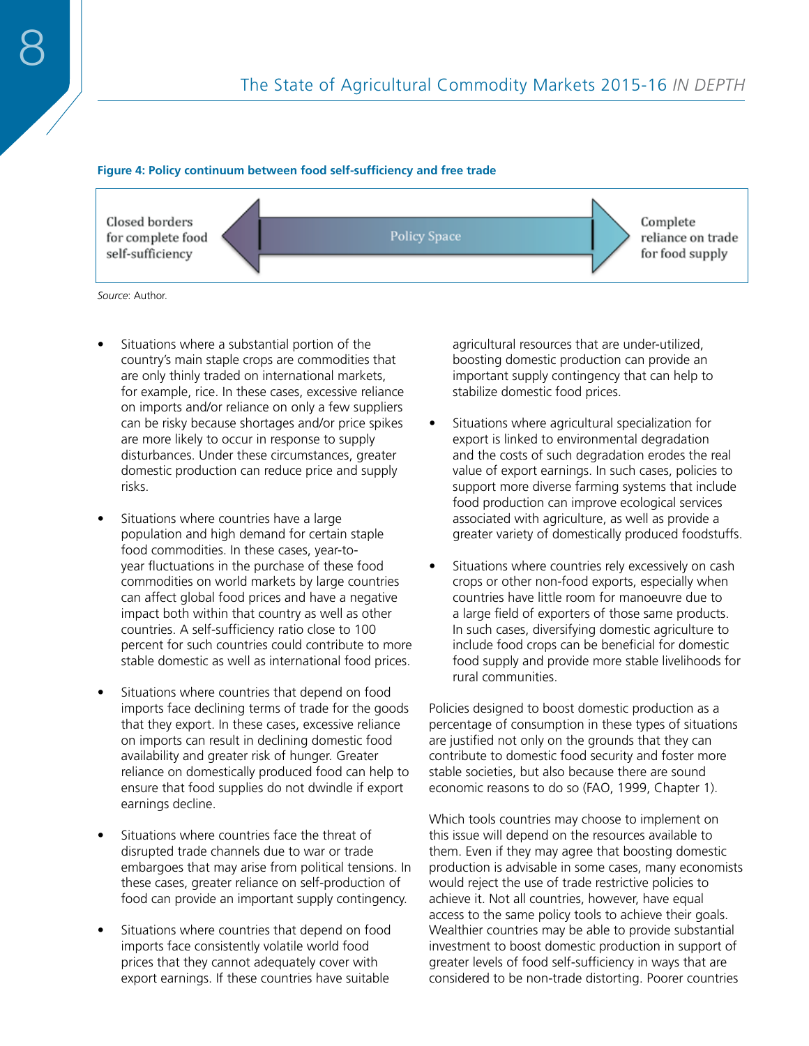**Figure 4: Policy continuum between food self-sufficiency and free trade**

Closed borders for complete food self-sufficiency

Policy Space

Complete reliance on trade for food supply

*Source*: Author.

- Situations where a substantial portion of the country's main staple crops are commodities that are only thinly traded on international markets, for example, rice. In these cases, excessive reliance on imports and/or reliance on only a few suppliers can be risky because shortages and/or price spikes are more likely to occur in response to supply disturbances. Under these circumstances, greater domestic production can reduce price and supply risks.

- Situations where countries have a large population and high demand for certain staple food commodities. In these cases, year-to-year fluctuations in the purchase of these food commodities on world markets by large countries can affect global food prices and have a negative impact both within that country as well as other countries. A self-sufficiency ratio close to 100 percent for such countries could contribute to more stable domestic as well as international food prices.

- Situations where countries that depend on food imports face declining terms of trade for the goods that they export. In these cases, excessive reliance on imports can result in declining domestic food availability and greater risk of hunger. Greater reliance on domestically produced food can help to ensure that food supplies do not dwindle if export earnings decline.

- Situations where countries face the threat of disrupted trade channels due to war or trade embargoes that may arise from political tensions. In these cases, greater reliance on self-production of food can provide an important supply contingency.

- Situations where countries that depend on food imports face consistently volatile world food prices that they cannot adequately cover with export earnings. If these countries have suitable agricultural resources that are under-utilized, boosting domestic production can provide an important supply contingency that can help to stabilize domestic food prices.

- Situations where agricultural specialization for export is linked to environmental degradation and the costs of such degradation erodes the real value of export earnings. In such cases, policies to support more diverse farming systems that include food production can improve ecological services associated with agriculture, as well as provide a greater variety of domestically produced foodstuffs.

- Situations where countries rely excessively on cash crops or other non-food exports, especially when countries have little room for manoeuvre due to a large field of exporters of those same products. In such cases, diversifying domestic agriculture to include food crops can be beneficial for domestic food supply and provide more stable livelihoods for rural communities.

Policies designed to boost domestic production as a percentage of consumption in these types of situations are justified not only on the grounds that they can contribute to domestic food security and foster more stable societies, but also because there are sound economic reasons to do so (FAO, 1999, Chapter 1).

Which tools countries may choose to implement on this issue will depend on the resources available to them. Even if they may agree that boosting domestic production is advisable in some cases, many economists would reject the use of trade restrictive policies to achieve it. Not all countries, however, have equal access to the same policy tools to achieve their goals. Wealthier countries may be able to provide substantial investment to boost domestic production in support of greater levels of food self-sufficiency in ways that are considered to be non-trade distorting. Poorer countries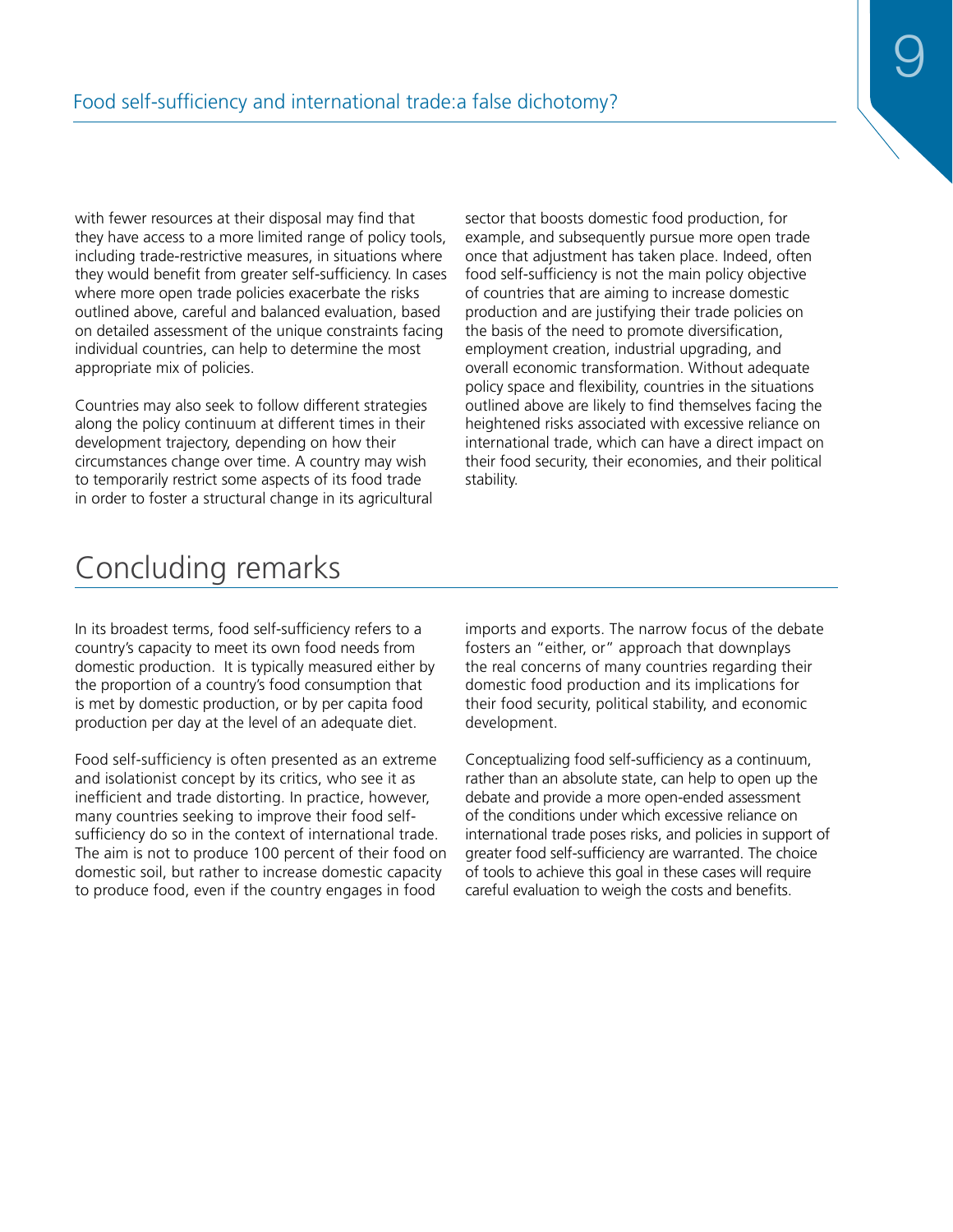with fewer resources at their disposal may find that they have access to a more limited range of policy tools, including trade-restrictive measures, in situations where they would benefit from greater self-sufficiency. In cases where more open trade policies exacerbate the risks outlined above, careful and balanced evaluation, based on detailed assessment of the unique constraints facing individual countries, can help to determine the most appropriate mix of policies.

Countries may also seek to follow different strategies along the policy continuum at different times in their development trajectory, depending on how their circumstances change over time. A country may wish to temporarily restrict some aspects of its food trade in order to foster a structural change in its agricultural sector that boosts domestic food production, for example, and subsequently pursue more open trade once that adjustment has taken place. Indeed, often food self-sufficiency is not the main policy objective of countries that are aiming to increase domestic production and are justifying their trade policies on the basis of the need to promote diversification, employment creation, industrial upgrading, and overall economic transformation. Without adequate policy space and flexibility, countries in the situations outlined above are likely to find themselves facing the heightened risks associated with excessive reliance on international trade, which can have a direct impact on their food security, their economies, and their political stability.

# Concluding remarks

In its broadest terms, food self-sufficiency refers to a country's capacity to meet its own food needs from domestic production. It is typically measured either by the proportion of a country's food consumption that is met by domestic production, or by per capita food production per day at the level of an adequate diet.

Food self-sufficiency is often presented as an extreme and isolationist concept by its critics, who see it as inefficient and trade distorting. In practice, however, many countries seeking to improve their food self-sufficiency do so in the context of international trade. The aim is not to produce 100 percent of their food on domestic soil, but rather to increase domestic capacity to produce food, even if the country engages in food imports and exports. The narrow focus of the debate fosters an "either, or" approach that downplays the real concerns of many countries regarding their domestic food production and its implications for their food security, political stability, and economic development.

Conceptualizing food self-sufficiency as a continuum, rather than an absolute state, can help to open up the debate and provide a more open-ended assessment of the conditions under which excessive reliance on international trade poses risks, and policies in support of greater food self-sufficiency are warranted. The choice of tools to achieve this goal in these cases will require careful evaluation to weigh the costs and benefits.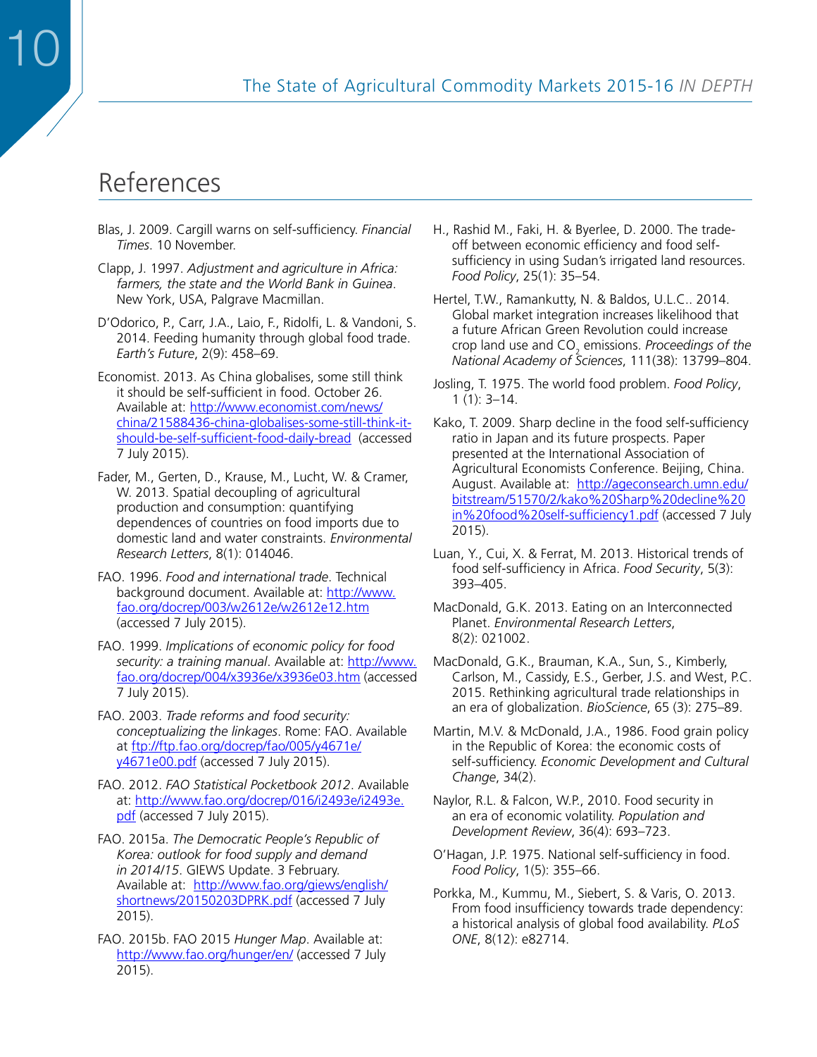# References

Blas, J. 2009. Cargill warns on self-sufficiency. *Financial Times*. 10 November.

Clapp, J. 1997. *Adjustment and agriculture in Africa: farmers, the state and the World Bank in Guinea*. New York, USA, Palgrave Macmillan.

D'Odorico, P., Carr, J.A., Laio, F., Ridolfi, L. & Vandoni, S. 2014. Feeding humanity through global food trade. *Earth's Future*, 2(9): 458–69.

Economist. 2013. As China globalises, some still think it should be self-sufficient in food. October 26. Available at: http://www.economist.com/news/china/21588436-china-globalises-some-still-think-it-should-be-self-sufficient-food-daily-bread (accessed 7 July 2015).

Fader, M., Gerten, D., Krause, M., Lucht, W. & Cramer, W. 2013. Spatial decoupling of agricultural production and consumption: quantifying dependences of countries on food imports due to domestic land and water constraints. *Environmental Research Letters*, 8(1): 014046.

FAO. 1996. *Food and international trade*. Technical background document. Available at: http://www.fao.org/docrep/003/w2612e/w2612e12.htm (accessed 7 July 2015).

FAO. 1999. *Implications of economic policy for food security: a training manual*. Available at: http://www.fao.org/docrep/004/x3936e/x3936e03.htm (accessed 7 July 2015).

FAO. 2003. *Trade reforms and food security: conceptualizing the linkages*. Rome: FAO. Available at ftp://ftp.fao.org/docrep/fao/005/y4671e/y4671e00.pdf (accessed 7 July 2015).

FAO. 2012. *FAO Statistical Pocketbook 2012*. Available at: http://www.fao.org/docrep/016/i2493e/i2493e.pdf (accessed 7 July 2015).

FAO. 2015a. *The Democratic People's Republic of Korea: outlook for food supply and demand in 2014/15*. GIEWS Update. 3 February. Available at: http://www.fao.org/giews/english/shortnews/20150203DPRK.pdf (accessed 7 July 2015).

FAO. 2015b. FAO 2015 *Hunger Map*. Available at: http://www.fao.org/hunger/en/ (accessed 7 July 2015).

H., Rashid M., Faki, H. & Byerlee, D. 2000. The trade-off between economic efficiency and food self-sufficiency in using Sudan's irrigated land resources. *Food Policy*, 25(1): 35–54.

Hertel, T.W., Ramankutty, N. & Baldos, U.L.C.. 2014. Global market integration increases likelihood that a future African Green Revolution could increase crop land use and $CO_2$ emissions. *Proceedings of the National Academy of Sciences*, 111(38): 13799–804.

Josling, T. 1975. The world food problem. *Food Policy*, 1 (1): 3–14.

Kako, T. 2009. Sharp decline in the food self-sufficiency ratio in Japan and its future prospects. Paper presented at the International Association of Agricultural Economists Conference. Beijing, China. August. Available at: http://ageconsearch.umn.edu/bitstream/51570/2/kako%20Sharp%20decline%20in%20food%20self-sufficiency1.pdf (accessed 7 July 2015).

Luan, Y., Cui, X. & Ferrat, M. 2013. Historical trends of food self-sufficiency in Africa. *Food Security*, 5(3): 393–405.

MacDonald, G.K. 2013. Eating on an Interconnected Planet. *Environmental Research Letters*, 8(2): 021002.

MacDonald, G.K., Brauman, K.A., Sun, S., Kimberly, Carlson, M., Cassidy, E.S., Gerber, J.S. and West, P.C. 2015. Rethinking agricultural trade relationships in an era of globalization. *BioScience*, 65 (3): 275–89.

Martin, M.V. & McDonald, J.A., 1986. Food grain policy in the Republic of Korea: the economic costs of self-sufficiency. *Economic Development and Cultural Change*, 34(2).

Naylor, R.L. & Falcon, W.P., 2010. Food security in an era of economic volatility. *Population and Development Review*, 36(4): 693–723.

O'Hagan, J.P. 1975. National self-sufficiency in food. *Food Policy*, 1(5): 355–66.

Porkka, M., Kummu, M., Siebert, S. & Varis, O. 2013. From food insufficiency towards trade dependency: a historical analysis of global food availability. *PLoS ONE*, 8(12): e82714.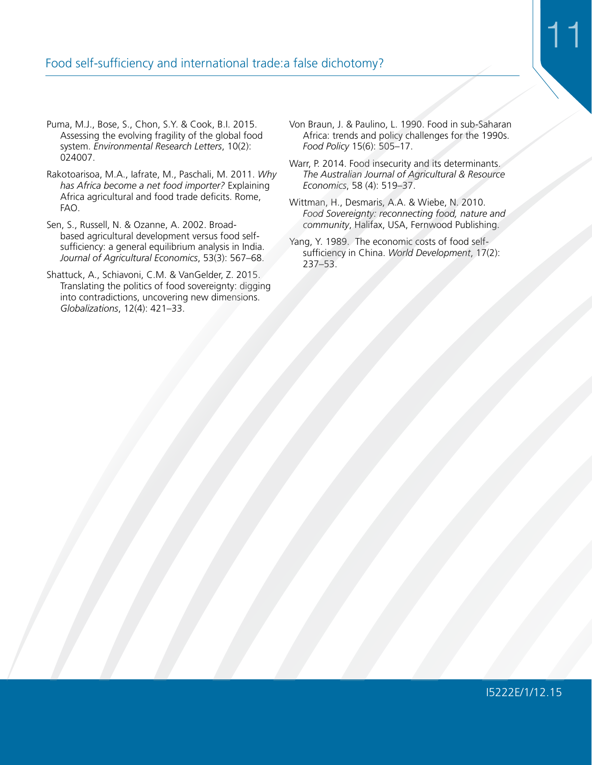Puma, M.J., Bose, S., Chon, S.Y. & Cook, B.I. 2015. Assessing the evolving fragility of the global food system. *Environmental Research Letters*, 10(2): 024007.

Rakotoarisoa, M.A., Iafrate, M., Paschali, M. 2011. *Why has Africa become a net food importer?* Explaining Africa agricultural and food trade deficits. Rome, FAO.

Sen, S., Russell, N. & Ozanne, A. 2002. Broad-based agricultural development versus food self-sufficiency: a general equilibrium analysis in India. *Journal of Agricultural Economics*, 53(3): 567–68.

Shattuck, A., Schiavoni, C.M. & VanGelder, Z. 2015. Translating the politics of food sovereignty: digging into contradictions, uncovering new dimensions. *Globalizations*, 12(4): 421–33.

Von Braun, J. & Paulino, L. 1990. Food in sub-Saharan Africa: trends and policy challenges for the 1990s. *Food Policy* 15(6): 505–17.

Warr, P. 2014. Food insecurity and its determinants. *The Australian Journal of Agricultural & Resource Economics*, 58 (4): 519–37.

Wittman, H., Desmaris, A.A. & Wiebe, N. 2010. *Food Sovereignty: reconnecting food, nature and community*, Halifax, USA, Fernwood Publishing.

Yang, Y. 1989. The economic costs of food self-sufficiency in China. *World Development*, 17(2): 237–53.

I5222E/1/12.15